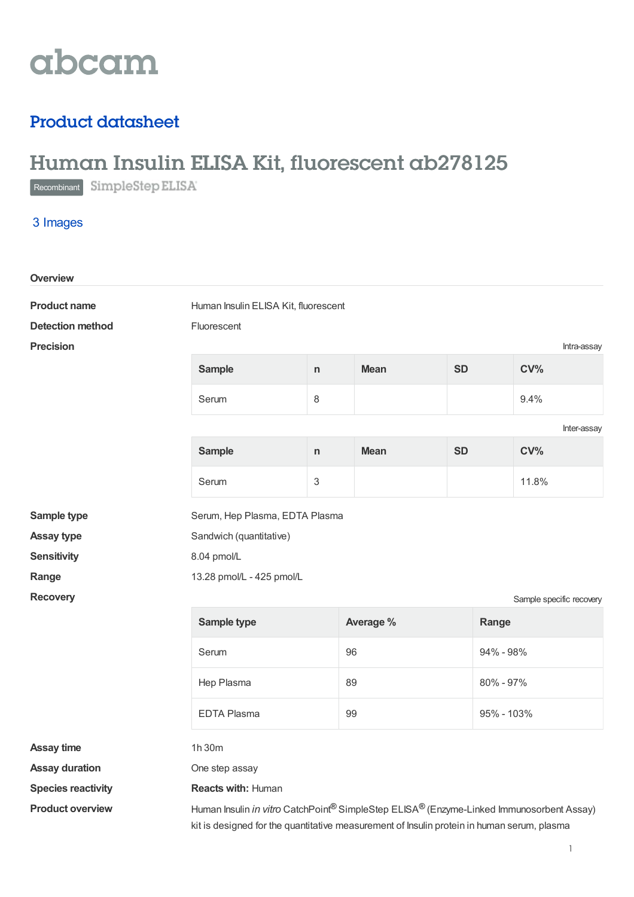abcam

## Product datasheet

# Human Insulin ELISA Kit, fluorescent ab278125

Recombinant SimpleStep ELISA

3 Images

### Overview

**Product name** Human Insulin ELISA Kit, fluorescent

**Detection method** Fluorescent

**Precision**

Intra-assay

| Sample | n | Mean | SD | CV% |
|---|---|---|---|---|
| Serum | 8 | | | 9.4% |

Inter-assay

| Sample | n | Mean | SD | CV% |
|---|---|---|---|---|
| Serum | 3 | | | 11.8% |

**Sample type** Serum, Hep Plasma, EDTA Plasma

**Assay type** Sandwich (quantitative)

**Sensitivity** 8.04 pmol/L

**Range** 13.28 pmol/L - 425 pmol/L

**Recovery**

Sample specific recovery

| Sample type | Average % | Range |
|---|---|---|
| Serum | 96 | 94% - 98% |
| Hep Plasma | 89 | 80% - 97% |
| EDTA Plasma | 99 | 95% - 103% |

**Assay time** 1h 30m

**Assay duration** One step assay

**Species reactivity** **Reacts with:** Human

**Product overview** Human Insulin *in vitro* CatchPoint® SimpleStep ELISA® (Enzyme-Linked Immunosorbent Assay) kit is designed for the quantitative measurement of Insulin protein in human serum, plasma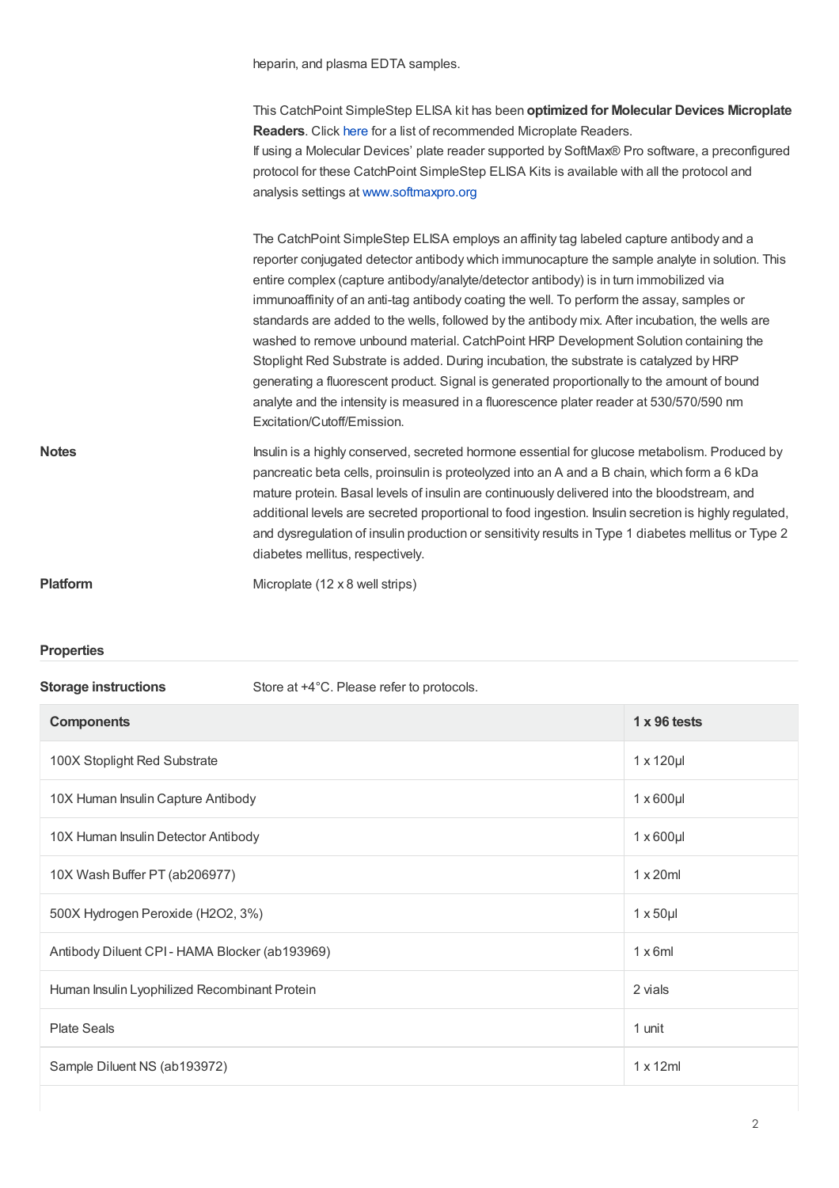heparin, and plasma EDTA samples.

This CatchPoint SimpleStep ELISA kit has been **optimized for Molecular Devices Microplate Readers**. Click here for a list of recommended Microplate Readers.
If using a Molecular Devices' plate reader supported by SoftMax® Pro software, a preconfigured protocol for these CatchPoint SimpleStep ELISA Kits is available with all the protocol and analysis settings at www.softmaxpro.org

The CatchPoint SimpleStep ELISA employs an affinity tag labeled capture antibody and a reporter conjugated detector antibody which immunocapture the sample analyte in solution. This entire complex (capture antibody/analyte/detector antibody) is in turn immobilized via immunoaffinity of an anti-tag antibody coating the well. To perform the assay, samples or standards are added to the wells, followed by the antibody mix. After incubation, the wells are washed to remove unbound material. CatchPoint HRP Development Solution containing the Stoplight Red Substrate is added. During incubation, the substrate is catalyzed by HRP generating a fluorescent product. Signal is generated proportionally to the amount of bound analyte and the intensity is measured in a fluorescence plater reader at 530/570/590 nm Excitation/Cutoff/Emission.

**Notes**

Insulin is a highly conserved, secreted hormone essential for glucose metabolism. Produced by pancreatic beta cells, proinsulin is proteolyzed into an A and a B chain, which form a 6 kDa mature protein. Basal levels of insulin are continuously delivered into the bloodstream, and additional levels are secreted proportional to food ingestion. Insulin secretion is highly regulated, and dysregulation of insulin production or sensitivity results in Type 1 diabetes mellitus or Type 2 diabetes mellitus, respectively.

**Platform**

Microplate (12 x 8 well strips)

## Properties

**Storage instructions**

Store at +4°C. Please refer to protocols.

| Components | 1 x 96 tests |
|---|---|
| 100X Stoplight Red Substrate | 1 x 120µl |
| 10X Human Insulin Capture Antibody | 1 x 600µl |
| 10X Human Insulin Detector Antibody | 1 x 600µl |
| 10X Wash Buffer PT (ab206977) | 1 x 20ml |
| 500X Hydrogen Peroxide ($H_2O_2$, 3%) | 1 x 50µl |
| Antibody Diluent CPI - HAMA Blocker (ab193969) | 1 x 6ml |
| Human Insulin Lyophilized Recombinant Protein | 2 vials |
| Plate Seals | 1 unit |
| Sample Diluent NS (ab193972) | 1 x 12ml |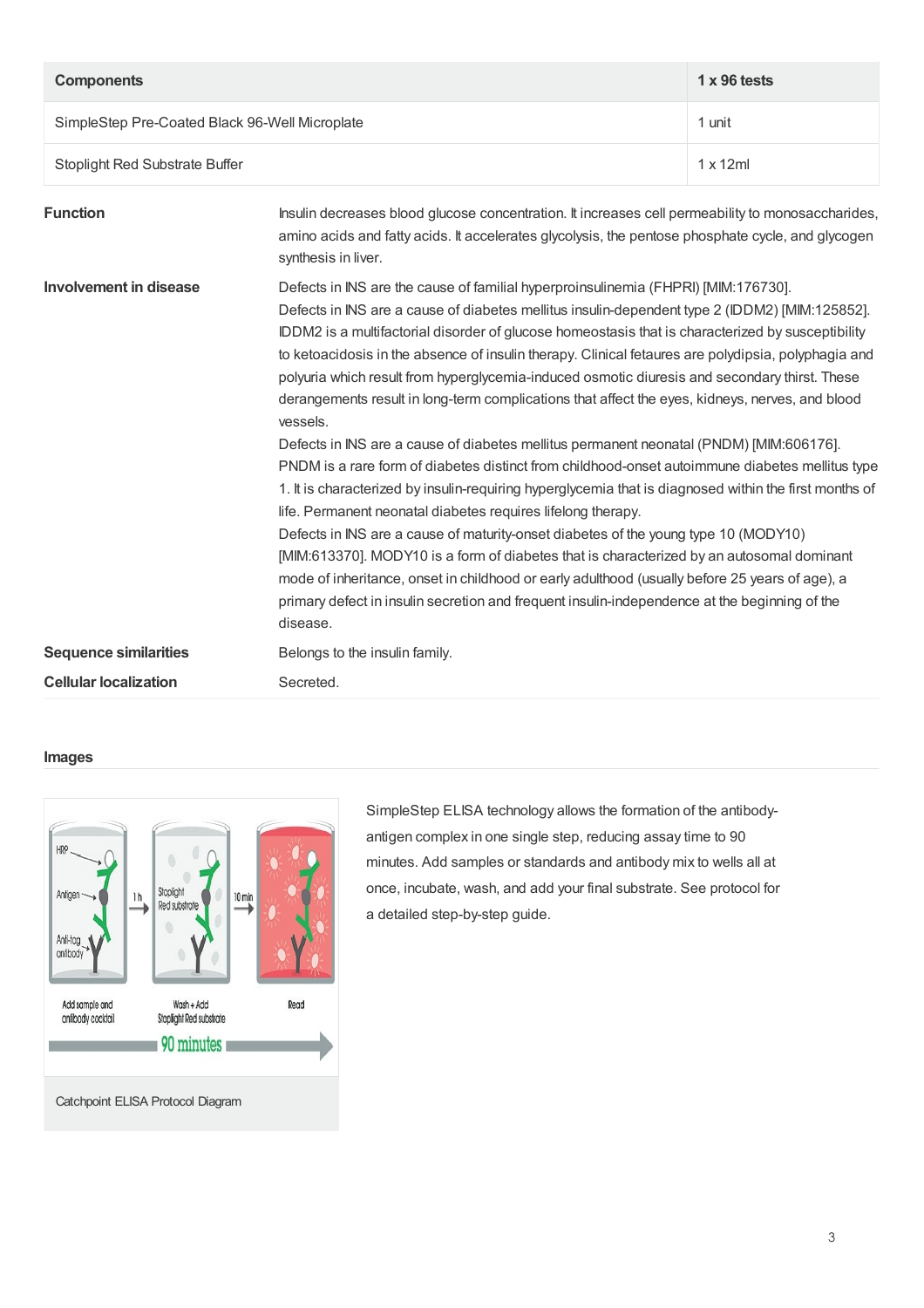| Components | 1 x 96 tests |
| --- | --- |
| SimpleStep Pre-Coated Black 96-Well Microplate | 1 unit |
| Stoplight Red Substrate Buffer | 1 x 12ml |

**Function**

Insulin decreases blood glucose concentration. It increases cell permeability to monosaccharides, amino acids and fatty acids. It accelerates glycolysis, the pentose phosphate cycle, and glycogen synthesis in liver.

**Involvement in disease**

Defects in INS are the cause of familial hyperproinsulinemia (FHPRI) [MIM:176730].
Defects in INS are a cause of diabetes mellitus insulin-dependent type 2 (IDDM2) [MIM:125852]. IDDM2 is a multifactorial disorder of glucose homeostasis that is characterized by susceptibility to ketoacidosis in the absence of insulin therapy. Clinical fetaures are polydipsia, polyphagia and polyuria which result from hyperglycemia-induced osmotic diuresis and secondary thirst. These derangements result in long-term complications that affect the eyes, kidneys, nerves, and blood vessels.
Defects in INS are a cause of diabetes mellitus permanent neonatal (PNDM) [MIM:606176]. PNDM is a rare form of diabetes distinct from childhood-onset autoimmune diabetes mellitus type 1. It is characterized by insulin-requiring hyperglycemia that is diagnosed within the first months of life. Permanent neonatal diabetes requires lifelong therapy.
Defects in INS are a cause of maturity-onset diabetes of the young type 10 (MODY10) [MIM:613370]. MODY10 is a form of diabetes that is characterized by an autosomal dominant mode of inheritance, onset in childhood or early adulthood (usually before 25 years of age), a primary defect in insulin secretion and frequent insulin-independence at the beginning of the disease.

**Sequence similarities**

Belongs to the insulin family.

**Cellular localization**

Secreted.

## Images

Catchpoint ELISA Protocol Diagram

SimpleStep ELISA technology allows the formation of the antibody-antigen complex in one single step, reducing assay time to 90 minutes. Add samples or standards and antibody mix to wells all at once, incubate, wash, and add your final substrate. See protocol for a detailed step-by-step guide.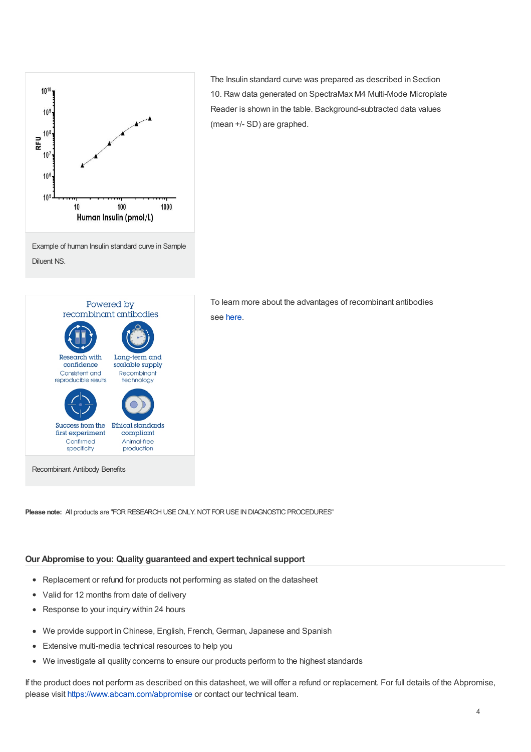The Insulin standard curve was prepared as described in Section 10. Raw data generated on SpectraMax M4 Multi-Mode Microplate Reader is shown in the table. Background-subtracted data values (mean +/- SD) are graphed.

Example of human Insulin standard curve in Sample Diluent NS.

To learn more about the advantages of recombinant antibodies see here.

Recombinant Antibody Benefits

**Please note:** All products are "FOR RESEARCH USE ONLY. NOT FOR USE IN DIAGNOSTIC PROCEDURES"

### Our Abpromise to you: Quality guaranteed and expert technical support

- Replacement or refund for products not performing as stated on the datasheet
- Valid for 12 months from date of delivery
- Response to your inquiry within 24 hours

- We provide support in Chinese, English, French, German, Japanese and Spanish
- Extensive multi-media technical resources to help you
- We investigate all quality concerns to ensure our products perform to the highest standards

If the product does not perform as described on this datasheet, we will offer a refund or replacement. For full details of the Abpromise, please visit https://www.abcam.com/abpromise or contact our technical team.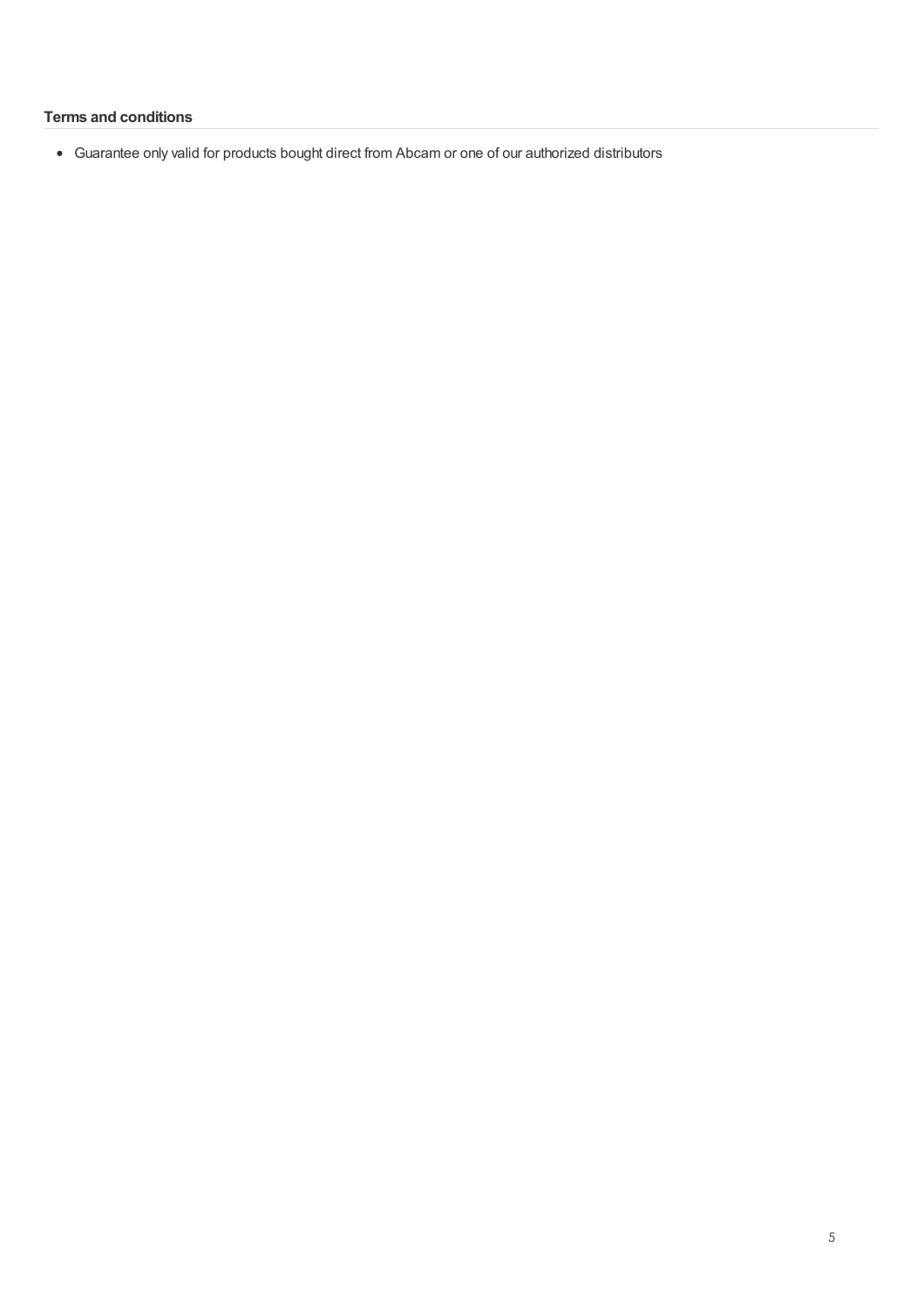### Terms and conditions

- Guarantee only valid for products bought direct from Abcam or one of our authorized distributors